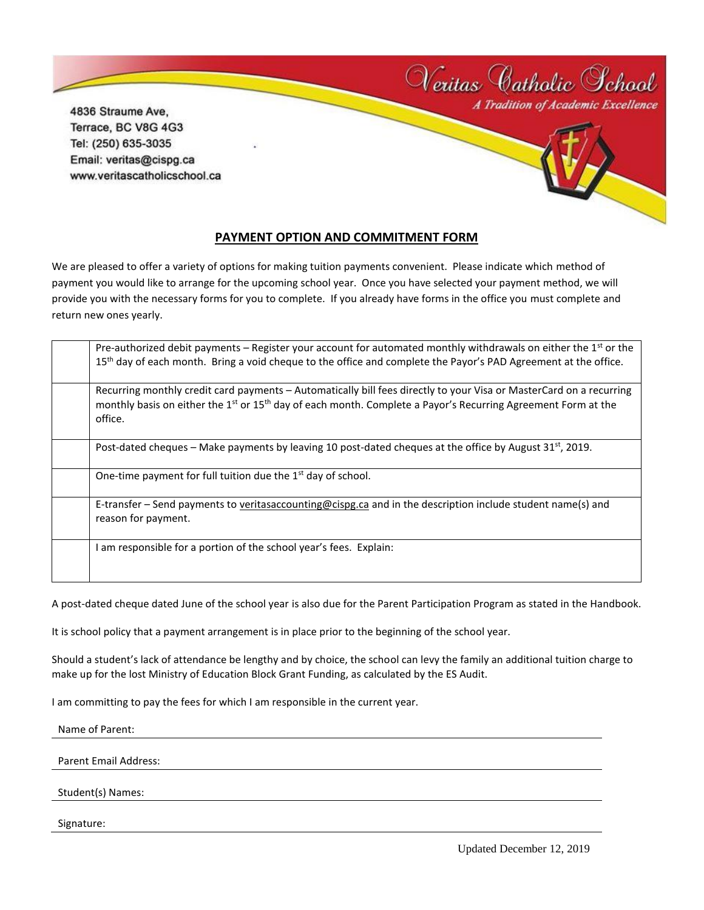Veritas Catholic School

*A Tradition of Academic Excellence*

4836 Straume Ave,
Terrace, BC V8G 4G3
Tel: (250) 635-3035
Email: veritas@cispg.ca
www.veritascatholicschool.ca

## PAYMENT OPTION AND COMMITMENT FORM

We are pleased to offer a variety of options for making tuition payments convenient. Please indicate which method of payment you would like to arrange for the upcoming school year. Once you have selected your payment method, we will provide you with the necessary forms for you to complete. If you already have forms in the office you must complete and return new ones yearly.

| | |
|---|---|
| | Pre-authorized debit payments – Register your account for automated monthly withdrawals on either the 1st or the 15th day of each month. Bring a void cheque to the office and complete the Payor's PAD Agreement at the office. |
| | Recurring monthly credit card payments – Automatically bill fees directly to your Visa or MasterCard on a recurring monthly basis on either the 1st or 15th day of each month. Complete a Payor's Recurring Agreement Form at the office. |
| | Post-dated cheques – Make payments by leaving 10 post-dated cheques at the office by August 31st, 2019. |
| | One-time payment for full tuition due the 1st day of school. |
| | E-transfer – Send payments to veritasaccounting@cispg.ca and in the description include student name(s) and reason for payment. |
| | I am responsible for a portion of the school year's fees. Explain: |

A post-dated cheque dated June of the school year is also due for the Parent Participation Program as stated in the Handbook.

It is school policy that a payment arrangement is in place prior to the beginning of the school year.

Should a student's lack of attendance be lengthy and by choice, the school can levy the family an additional tuition charge to make up for the lost Ministry of Education Block Grant Funding, as calculated by the ES Audit.

I am committing to pay the fees for which I am responsible in the current year.

Name of Parent: ______________________________

Parent Email Address: ______________________________

Student(s) Names: ______________________________

Signature: ______________________________

Updated December 12, 2019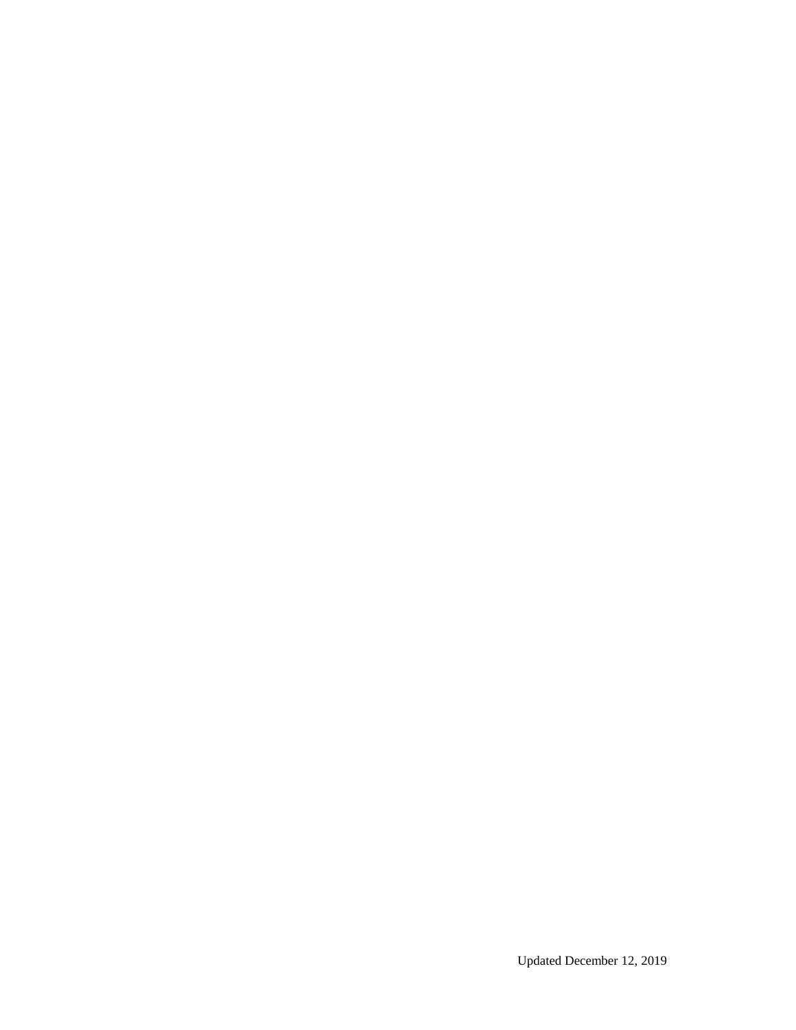Updated December 12, 2019